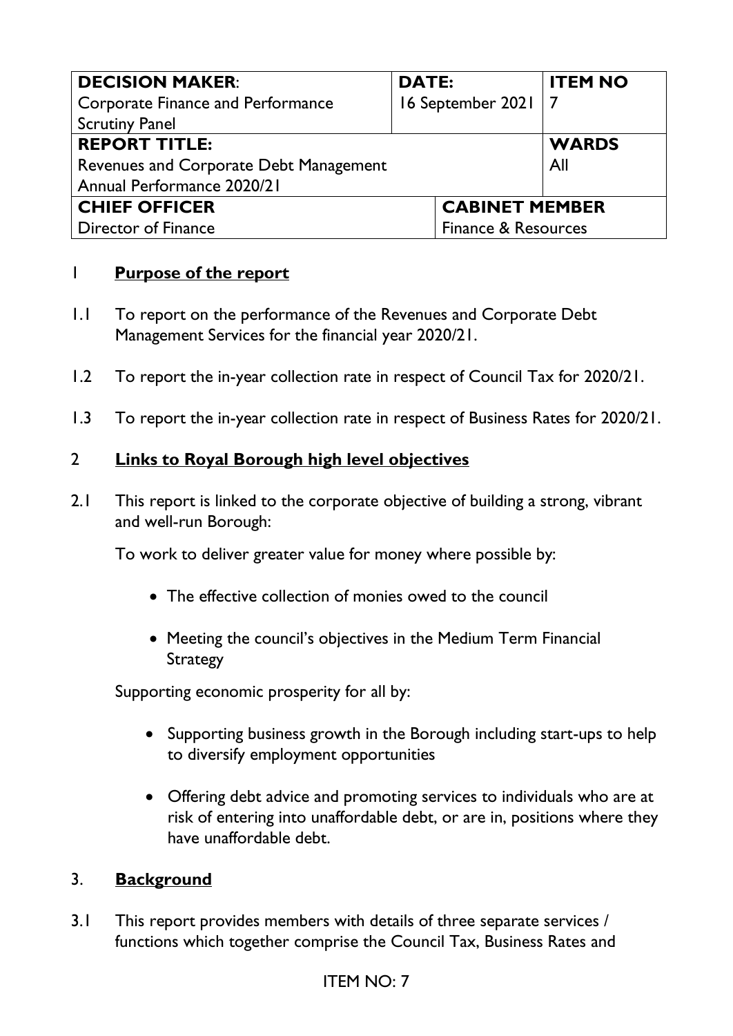| **DECISION MAKER**: Corporate Finance and Performance Scrutiny Panel | **DATE:** 16 September 2021 | **ITEM NO** 7 |
|---|---|---|
| **REPORT TITLE:** Revenues and Corporate Debt Management Annual Performance 2020/21 | | **WARDS** All |
| **CHIEF OFFICER** Director of Finance | **CABINET MEMBER** Finance & Resources | |

## 1 **Purpose of the report**

1.1 To report on the performance of the Revenues and Corporate Debt Management Services for the financial year 2020/21.

1.2 To report the in-year collection rate in respect of Council Tax for 2020/21.

1.3 To report the in-year collection rate in respect of Business Rates for 2020/21.

## 2 **Links to Royal Borough high level objectives**

2.1 This report is linked to the corporate objective of building a strong, vibrant and well-run Borough:

To work to deliver greater value for money where possible by:

- The effective collection of monies owed to the council
- Meeting the council's objectives in the Medium Term Financial Strategy

Supporting economic prosperity for all by:

- Supporting business growth in the Borough including start-ups to help to diversify employment opportunities
- Offering debt advice and promoting services to individuals who are at risk of entering into unaffordable debt, or are in, positions where they have unaffordable debt.

## 3. **Background**

3.1 This report provides members with details of three separate services / functions which together comprise the Council Tax, Business Rates and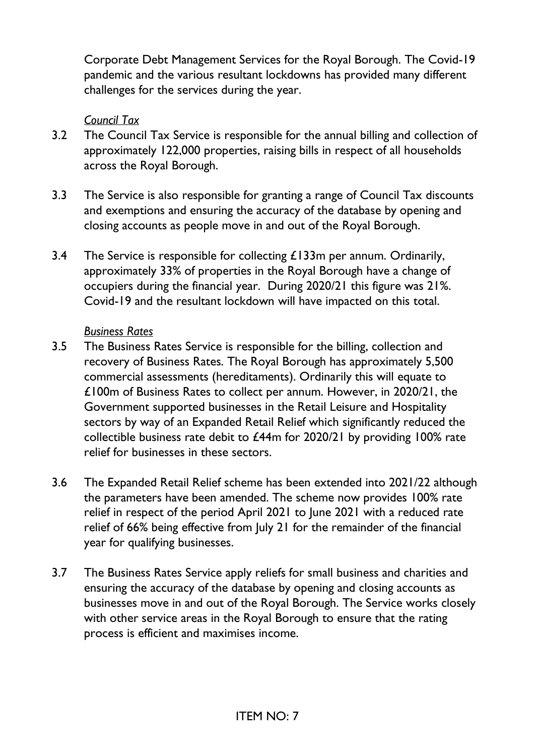Corporate Debt Management Services for the Royal Borough. The Covid-19 pandemic and the various resultant lockdowns has provided many different challenges for the services during the year.

*Council Tax*

3.2 The Council Tax Service is responsible for the annual billing and collection of approximately 122,000 properties, raising bills in respect of all households across the Royal Borough.

3.3 The Service is also responsible for granting a range of Council Tax discounts and exemptions and ensuring the accuracy of the database by opening and closing accounts as people move in and out of the Royal Borough.

3.4 The Service is responsible for collecting £133m per annum. Ordinarily, approximately 33% of properties in the Royal Borough have a change of occupiers during the financial year. During 2020/21 this figure was 21%. Covid-19 and the resultant lockdown will have impacted on this total.

*Business Rates*

3.5 The Business Rates Service is responsible for the billing, collection and recovery of Business Rates. The Royal Borough has approximately 5,500 commercial assessments (hereditaments). Ordinarily this will equate to £100m of Business Rates to collect per annum. However, in 2020/21, the Government supported businesses in the Retail Leisure and Hospitality sectors by way of an Expanded Retail Relief which significantly reduced the collectible business rate debit to £44m for 2020/21 by providing 100% rate relief for businesses in these sectors.

3.6 The Expanded Retail Relief scheme has been extended into 2021/22 although the parameters have been amended. The scheme now provides 100% rate relief in respect of the period April 2021 to June 2021 with a reduced rate relief of 66% being effective from July 21 for the remainder of the financial year for qualifying businesses.

3.7 The Business Rates Service apply reliefs for small business and charities and ensuring the accuracy of the database by opening and closing accounts as businesses move in and out of the Royal Borough. The Service works closely with other service areas in the Royal Borough to ensure that the rating process is efficient and maximises income.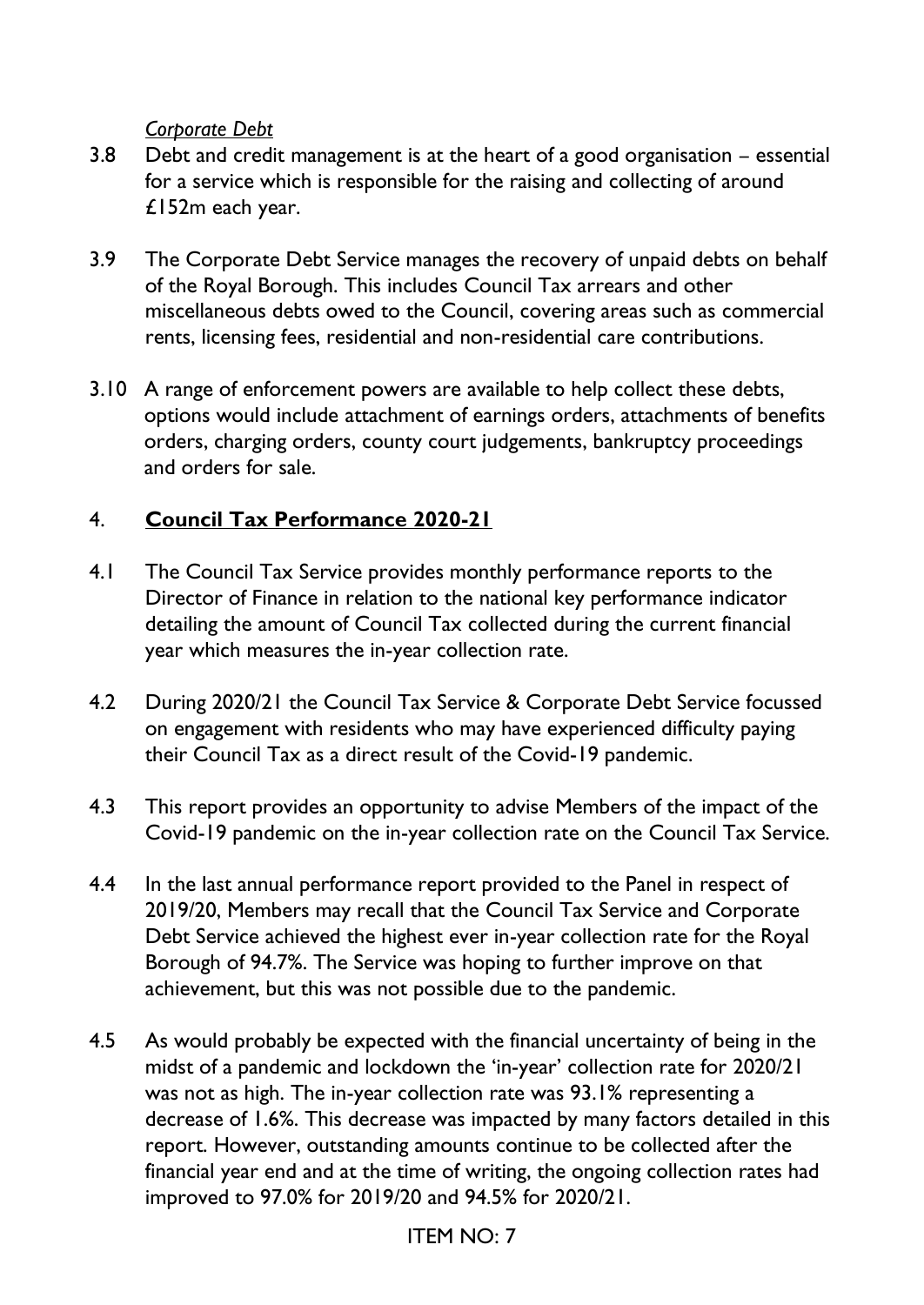*Corporate Debt*

3.8 Debt and credit management is at the heart of a good organisation – essential for a service which is responsible for the raising and collecting of around £152m each year.

3.9 The Corporate Debt Service manages the recovery of unpaid debts on behalf of the Royal Borough. This includes Council Tax arrears and other miscellaneous debts owed to the Council, covering areas such as commercial rents, licensing fees, residential and non-residential care contributions.

3.10 A range of enforcement powers are available to help collect these debts, options would include attachment of earnings orders, attachments of benefits orders, charging orders, county court judgements, bankruptcy proceedings and orders for sale.

## 4. **Council Tax Performance 2020-21**

4.1 The Council Tax Service provides monthly performance reports to the Director of Finance in relation to the national key performance indicator detailing the amount of Council Tax collected during the current financial year which measures the in-year collection rate.

4.2 During 2020/21 the Council Tax Service & Corporate Debt Service focussed on engagement with residents who may have experienced difficulty paying their Council Tax as a direct result of the Covid-19 pandemic.

4.3 This report provides an opportunity to advise Members of the impact of the Covid-19 pandemic on the in-year collection rate on the Council Tax Service.

4.4 In the last annual performance report provided to the Panel in respect of 2019/20, Members may recall that the Council Tax Service and Corporate Debt Service achieved the highest ever in-year collection rate for the Royal Borough of 94.7%. The Service was hoping to further improve on that achievement, but this was not possible due to the pandemic.

4.5 As would probably be expected with the financial uncertainty of being in the midst of a pandemic and lockdown the 'in-year' collection rate for 2020/21 was not as high. The in-year collection rate was 93.1% representing a decrease of 1.6%. This decrease was impacted by many factors detailed in this report. However, outstanding amounts continue to be collected after the financial year end and at the time of writing, the ongoing collection rates had improved to 97.0% for 2019/20 and 94.5% for 2020/21.

ITEM NO: 7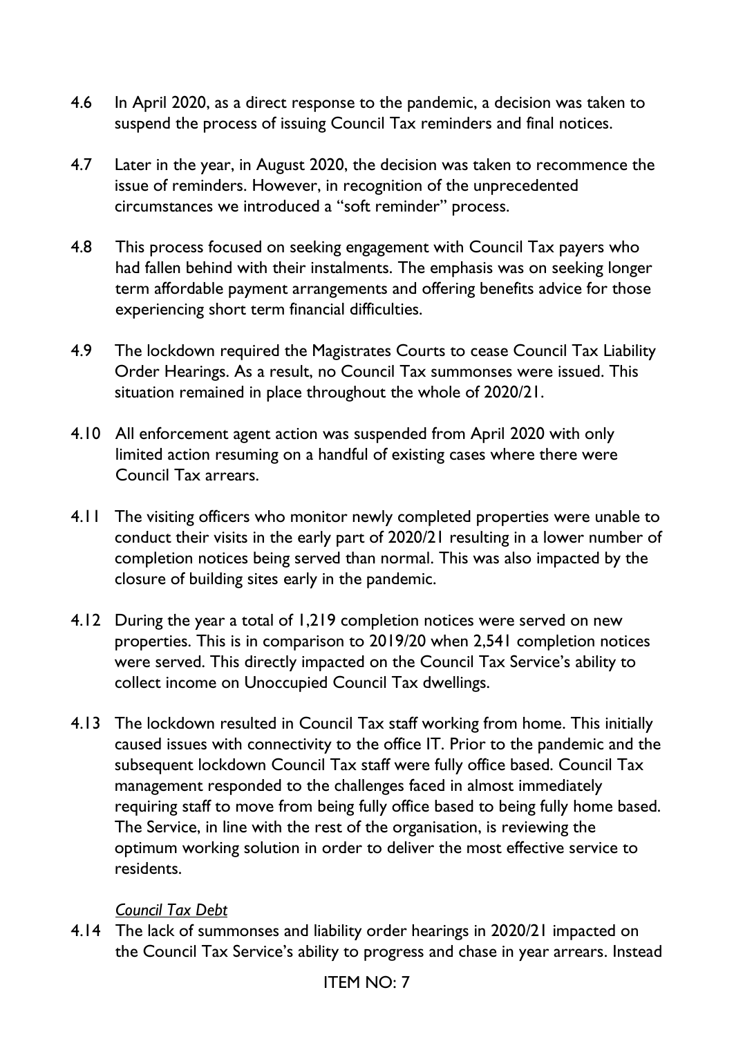4.6 In April 2020, as a direct response to the pandemic, a decision was taken to suspend the process of issuing Council Tax reminders and final notices.

4.7 Later in the year, in August 2020, the decision was taken to recommence the issue of reminders. However, in recognition of the unprecedented circumstances we introduced a "soft reminder" process.

4.8 This process focused on seeking engagement with Council Tax payers who had fallen behind with their instalments. The emphasis was on seeking longer term affordable payment arrangements and offering benefits advice for those experiencing short term financial difficulties.

4.9 The lockdown required the Magistrates Courts to cease Council Tax Liability Order Hearings. As a result, no Council Tax summonses were issued. This situation remained in place throughout the whole of 2020/21.

4.10 All enforcement agent action was suspended from April 2020 with only limited action resuming on a handful of existing cases where there were Council Tax arrears.

4.11 The visiting officers who monitor newly completed properties were unable to conduct their visits in the early part of 2020/21 resulting in a lower number of completion notices being served than normal. This was also impacted by the closure of building sites early in the pandemic.

4.12 During the year a total of 1,219 completion notices were served on new properties. This is in comparison to 2019/20 when 2,541 completion notices were served. This directly impacted on the Council Tax Service's ability to collect income on Unoccupied Council Tax dwellings.

4.13 The lockdown resulted in Council Tax staff working from home. This initially caused issues with connectivity to the office IT. Prior to the pandemic and the subsequent lockdown Council Tax staff were fully office based. Council Tax management responded to the challenges faced in almost immediately requiring staff to move from being fully office based to being fully home based. The Service, in line with the rest of the organisation, is reviewing the optimum working solution in order to deliver the most effective service to residents.

*Council Tax Debt*

4.14 The lack of summonses and liability order hearings in 2020/21 impacted on the Council Tax Service's ability to progress and chase in year arrears. Instead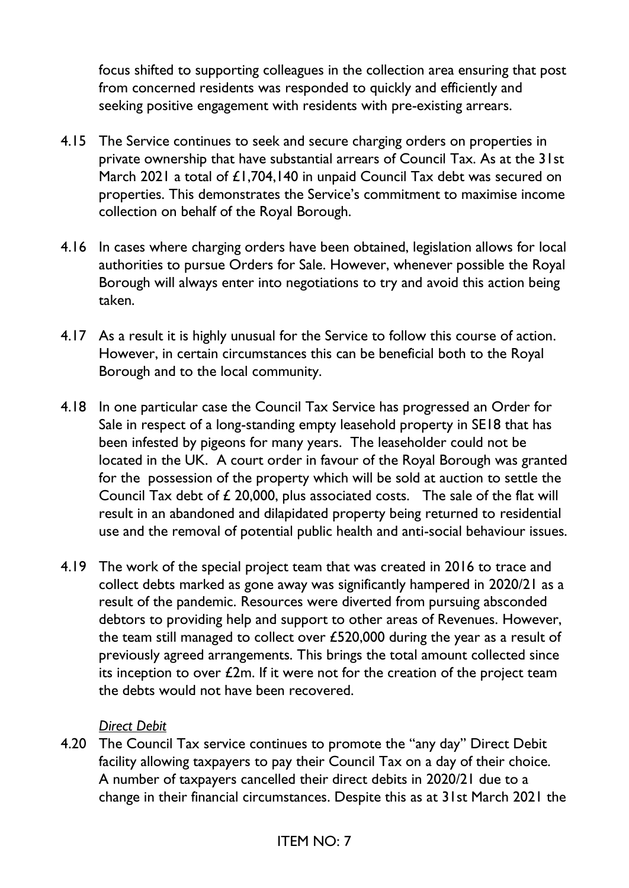focus shifted to supporting colleagues in the collection area ensuring that post from concerned residents was responded to quickly and efficiently and seeking positive engagement with residents with pre-existing arrears.

4.15 The Service continues to seek and secure charging orders on properties in private ownership that have substantial arrears of Council Tax. As at the 31st March 2021 a total of £1,704,140 in unpaid Council Tax debt was secured on properties. This demonstrates the Service's commitment to maximise income collection on behalf of the Royal Borough.

4.16 In cases where charging orders have been obtained, legislation allows for local authorities to pursue Orders for Sale. However, whenever possible the Royal Borough will always enter into negotiations to try and avoid this action being taken.

4.17 As a result it is highly unusual for the Service to follow this course of action. However, in certain circumstances this can be beneficial both to the Royal Borough and to the local community.

4.18 In one particular case the Council Tax Service has progressed an Order for Sale in respect of a long-standing empty leasehold property in SE18 that has been infested by pigeons for many years. The leaseholder could not be located in the UK. A court order in favour of the Royal Borough was granted for the possession of the property which will be sold at auction to settle the Council Tax debt of £ 20,000, plus associated costs. The sale of the flat will result in an abandoned and dilapidated property being returned to residential use and the removal of potential public health and anti-social behaviour issues.

4.19 The work of the special project team that was created in 2016 to trace and collect debts marked as gone away was significantly hampered in 2020/21 as a result of the pandemic. Resources were diverted from pursuing absconded debtors to providing help and support to other areas of Revenues. However, the team still managed to collect over £520,000 during the year as a result of previously agreed arrangements. This brings the total amount collected since its inception to over £2m. If it were not for the creation of the project team the debts would not have been recovered.

*Direct Debit*

4.20 The Council Tax service continues to promote the "any day" Direct Debit facility allowing taxpayers to pay their Council Tax on a day of their choice. A number of taxpayers cancelled their direct debits in 2020/21 due to a change in their financial circumstances. Despite this as at 31st March 2021 the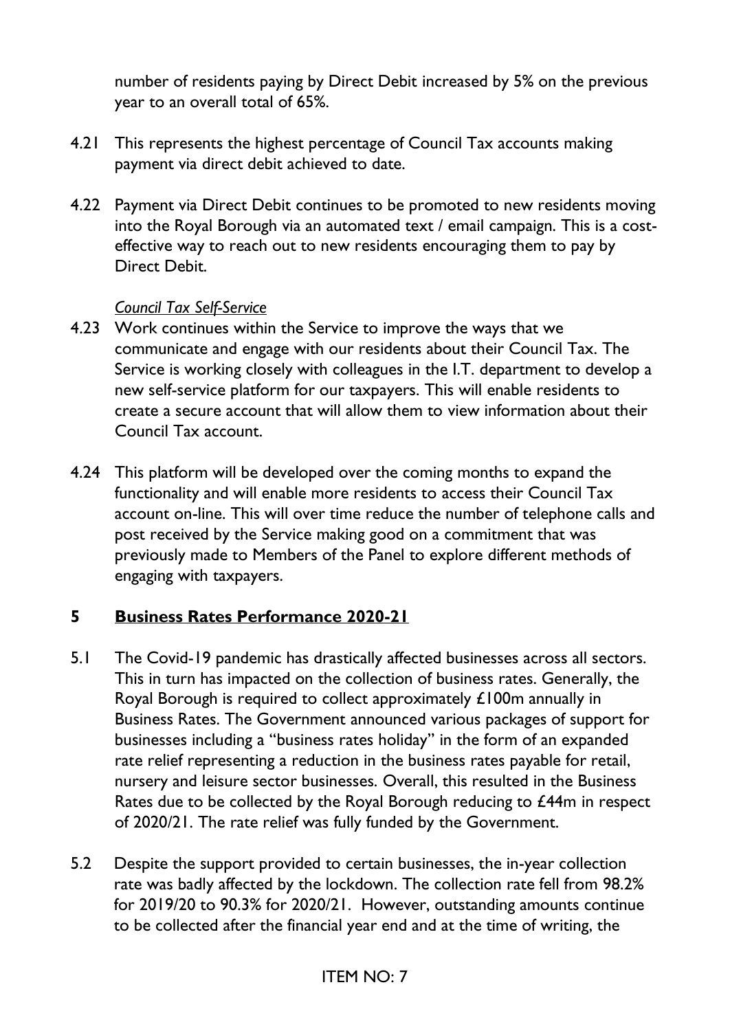number of residents paying by Direct Debit increased by 5% on the previous year to an overall total of 65%.

4.21 This represents the highest percentage of Council Tax accounts making payment via direct debit achieved to date.

4.22 Payment via Direct Debit continues to be promoted to new residents moving into the Royal Borough via an automated text / email campaign. This is a cost-effective way to reach out to new residents encouraging them to pay by Direct Debit.

*Council Tax Self-Service*

4.23 Work continues within the Service to improve the ways that we communicate and engage with our residents about their Council Tax. The Service is working closely with colleagues in the I.T. department to develop a new self-service platform for our taxpayers. This will enable residents to create a secure account that will allow them to view information about their Council Tax account.

4.24 This platform will be developed over the coming months to expand the functionality and will enable more residents to access their Council Tax account on-line. This will over time reduce the number of telephone calls and post received by the Service making good on a commitment that was previously made to Members of the Panel to explore different methods of engaging with taxpayers.

## 5 Business Rates Performance 2020-21

5.1 The Covid-19 pandemic has drastically affected businesses across all sectors. This in turn has impacted on the collection of business rates. Generally, the Royal Borough is required to collect approximately £100m annually in Business Rates. The Government announced various packages of support for businesses including a "business rates holiday" in the form of an expanded rate relief representing a reduction in the business rates payable for retail, nursery and leisure sector businesses. Overall, this resulted in the Business Rates due to be collected by the Royal Borough reducing to £44m in respect of 2020/21. The rate relief was fully funded by the Government.

5.2 Despite the support provided to certain businesses, the in-year collection rate was badly affected by the lockdown. The collection rate fell from 98.2% for 2019/20 to 90.3% for 2020/21. However, outstanding amounts continue to be collected after the financial year end and at the time of writing, the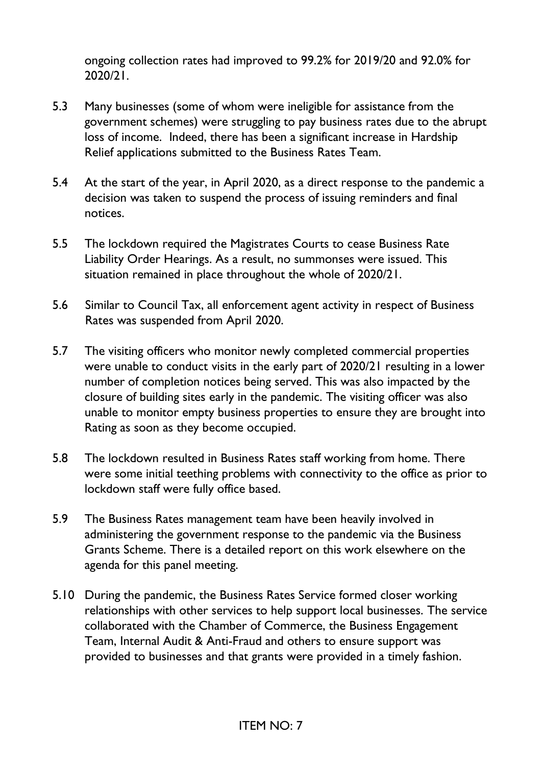ongoing collection rates had improved to 99.2% for 2019/20 and 92.0% for 2020/21.

5.3 Many businesses (some of whom were ineligible for assistance from the government schemes) were struggling to pay business rates due to the abrupt loss of income. Indeed, there has been a significant increase in Hardship Relief applications submitted to the Business Rates Team.

5.4 At the start of the year, in April 2020, as a direct response to the pandemic a decision was taken to suspend the process of issuing reminders and final notices.

5.5 The lockdown required the Magistrates Courts to cease Business Rate Liability Order Hearings. As a result, no summonses were issued. This situation remained in place throughout the whole of 2020/21.

5.6 Similar to Council Tax, all enforcement agent activity in respect of Business Rates was suspended from April 2020.

5.7 The visiting officers who monitor newly completed commercial properties were unable to conduct visits in the early part of 2020/21 resulting in a lower number of completion notices being served. This was also impacted by the closure of building sites early in the pandemic. The visiting officer was also unable to monitor empty business properties to ensure they are brought into Rating as soon as they become occupied.

5.8 The lockdown resulted in Business Rates staff working from home. There were some initial teething problems with connectivity to the office as prior to lockdown staff were fully office based.

5.9 The Business Rates management team have been heavily involved in administering the government response to the pandemic via the Business Grants Scheme. There is a detailed report on this work elsewhere on the agenda for this panel meeting.

5.10 During the pandemic, the Business Rates Service formed closer working relationships with other services to help support local businesses. The service collaborated with the Chamber of Commerce, the Business Engagement Team, Internal Audit & Anti-Fraud and others to ensure support was provided to businesses and that grants were provided in a timely fashion.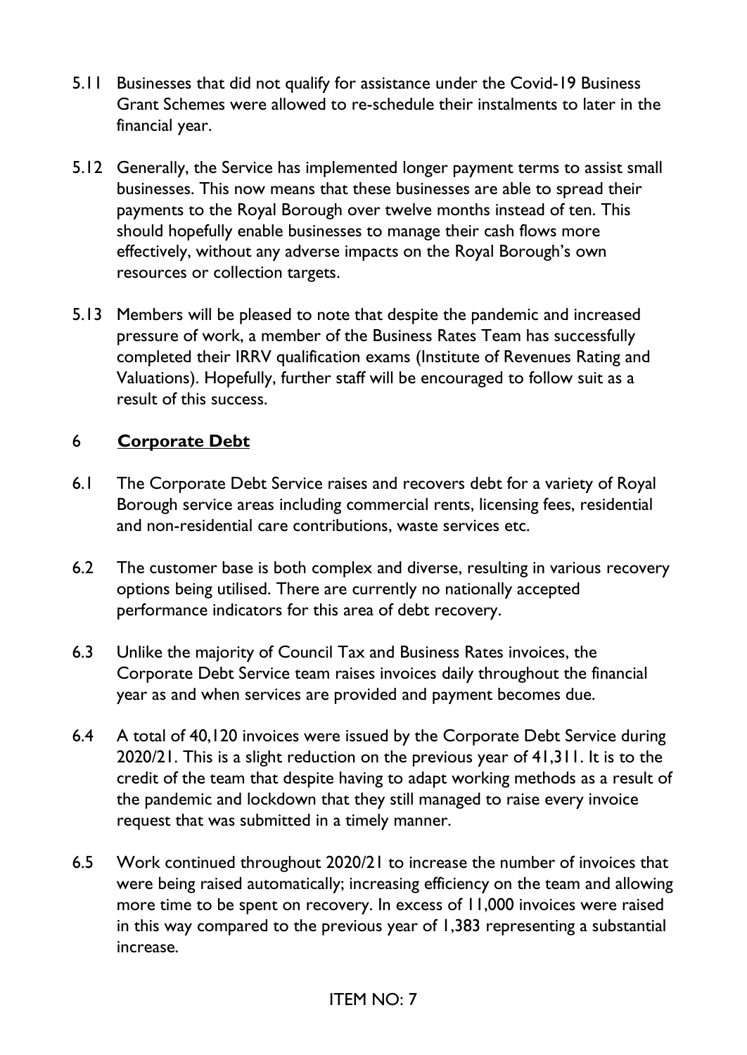5.11 Businesses that did not qualify for assistance under the Covid-19 Business Grant Schemes were allowed to re-schedule their instalments to later in the financial year.

5.12 Generally, the Service has implemented longer payment terms to assist small businesses. This now means that these businesses are able to spread their payments to the Royal Borough over twelve months instead of ten. This should hopefully enable businesses to manage their cash flows more effectively, without any adverse impacts on the Royal Borough's own resources or collection targets.

5.13 Members will be pleased to note that despite the pandemic and increased pressure of work, a member of the Business Rates Team has successfully completed their IRRV qualification exams (Institute of Revenues Rating and Valuations). Hopefully, further staff will be encouraged to follow suit as a result of this success.

## 6 Corporate Debt

6.1 The Corporate Debt Service raises and recovers debt for a variety of Royal Borough service areas including commercial rents, licensing fees, residential and non-residential care contributions, waste services etc.

6.2 The customer base is both complex and diverse, resulting in various recovery options being utilised. There are currently no nationally accepted performance indicators for this area of debt recovery.

6.3 Unlike the majority of Council Tax and Business Rates invoices, the Corporate Debt Service team raises invoices daily throughout the financial year as and when services are provided and payment becomes due.

6.4 A total of 40,120 invoices were issued by the Corporate Debt Service during 2020/21. This is a slight reduction on the previous year of 41,311. It is to the credit of the team that despite having to adapt working methods as a result of the pandemic and lockdown that they still managed to raise every invoice request that was submitted in a timely manner.

6.5 Work continued throughout 2020/21 to increase the number of invoices that were being raised automatically; increasing efficiency on the team and allowing more time to be spent on recovery. In excess of 11,000 invoices were raised in this way compared to the previous year of 1,383 representing a substantial increase.

ITEM NO: 7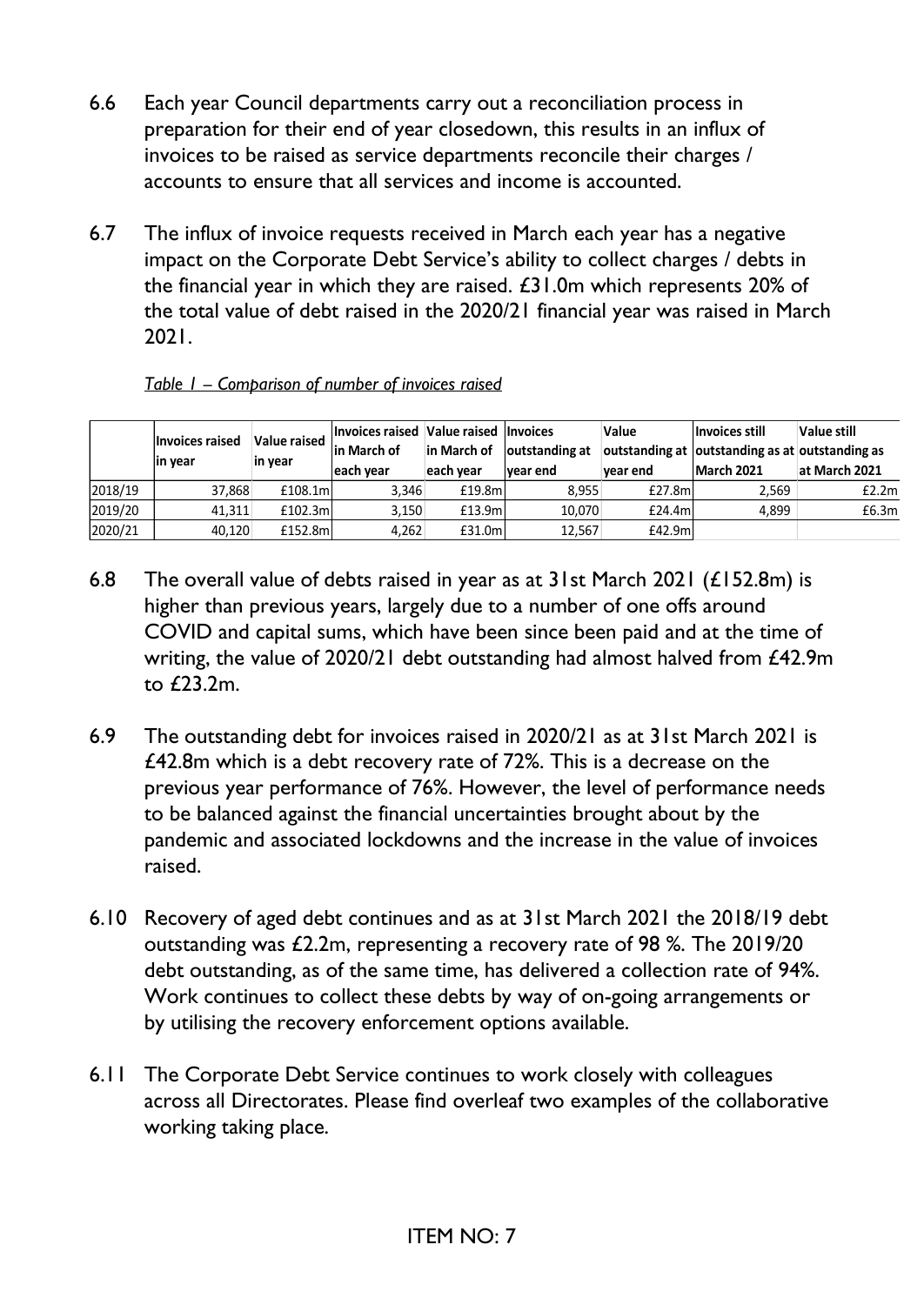6.6 Each year Council departments carry out a reconciliation process in preparation for their end of year closedown, this results in an influx of invoices to be raised as service departments reconcile their charges / accounts to ensure that all services and income is accounted.

6.7 The influx of invoice requests received in March each year has a negative impact on the Corporate Debt Service's ability to collect charges / debts in the financial year in which they are raised. £31.0m which represents 20% of the total value of debt raised in the 2020/21 financial year was raised in March 2021.

*Table 1 – Comparison of number of invoices raised*

| | Invoices raised in year | Value raised in year | Invoices raised in March of each year | Value raised in March of each year | Invoices outstanding at year end | Value outstanding at year end | Invoices still outstanding as at March 2021 | Value still outstanding as at March 2021 |
|---|---|---|---|---|---|---|---|---|
| 2018/19 | 37,868 | £108.1m | 3,346 | £19.8m | 8,955 | £27.8m | 2,569 | £2.2m |
| 2019/20 | 41,311 | £102.3m | 3,150 | £13.9m | 10,070 | £24.4m | 4,899 | £6.3m |
| 2020/21 | 40,120 | £152.8m | 4,262 | £31.0m | 12,567 | £42.9m | | |

6.8 The overall value of debts raised in year as at 31st March 2021 (£152.8m) is higher than previous years, largely due to a number of one offs around COVID and capital sums, which have been since been paid and at the time of writing, the value of 2020/21 debt outstanding had almost halved from £42.9m to £23.2m.

6.9 The outstanding debt for invoices raised in 2020/21 as at 31st March 2021 is £42.8m which is a debt recovery rate of 72%. This is a decrease on the previous year performance of 76%. However, the level of performance needs to be balanced against the financial uncertainties brought about by the pandemic and associated lockdowns and the increase in the value of invoices raised.

6.10 Recovery of aged debt continues and as at 31st March 2021 the 2018/19 debt outstanding was £2.2m, representing a recovery rate of 98 %. The 2019/20 debt outstanding, as of the same time, has delivered a collection rate of 94%. Work continues to collect these debts by way of on-going arrangements or by utilising the recovery enforcement options available.

6.11 The Corporate Debt Service continues to work closely with colleagues across all Directorates. Please find overleaf two examples of the collaborative working taking place.

ITEM NO: 7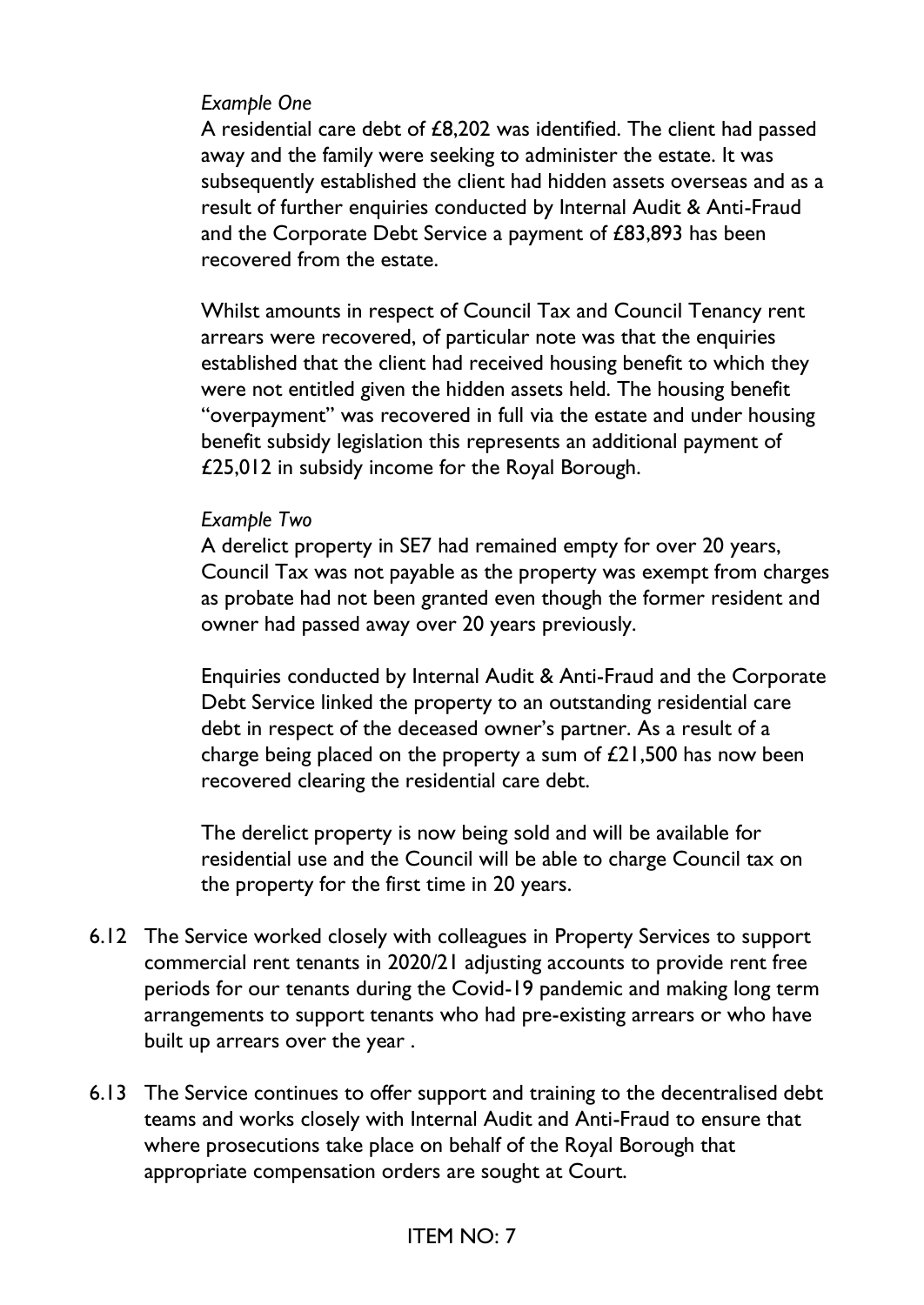*Example One*

A residential care debt of £8,202 was identified. The client had passed away and the family were seeking to administer the estate. It was subsequently established the client had hidden assets overseas and as a result of further enquiries conducted by Internal Audit & Anti-Fraud and the Corporate Debt Service a payment of £83,893 has been recovered from the estate.

Whilst amounts in respect of Council Tax and Council Tenancy rent arrears were recovered, of particular note was that the enquiries established that the client had received housing benefit to which they were not entitled given the hidden assets held. The housing benefit "overpayment" was recovered in full via the estate and under housing benefit subsidy legislation this represents an additional payment of £25,012 in subsidy income for the Royal Borough.

*Example Two*

A derelict property in SE7 had remained empty for over 20 years, Council Tax was not payable as the property was exempt from charges as probate had not been granted even though the former resident and owner had passed away over 20 years previously.

Enquiries conducted by Internal Audit & Anti-Fraud and the Corporate Debt Service linked the property to an outstanding residential care debt in respect of the deceased owner's partner. As a result of a charge being placed on the property a sum of £21,500 has now been recovered clearing the residential care debt.

The derelict property is now being sold and will be available for residential use and the Council will be able to charge Council tax on the property for the first time in 20 years.

6.12 The Service worked closely with colleagues in Property Services to support commercial rent tenants in 2020/21 adjusting accounts to provide rent free periods for our tenants during the Covid-19 pandemic and making long term arrangements to support tenants who had pre-existing arrears or who have built up arrears over the year .

6.13 The Service continues to offer support and training to the decentralised debt teams and works closely with Internal Audit and Anti-Fraud to ensure that where prosecutions take place on behalf of the Royal Borough that appropriate compensation orders are sought at Court.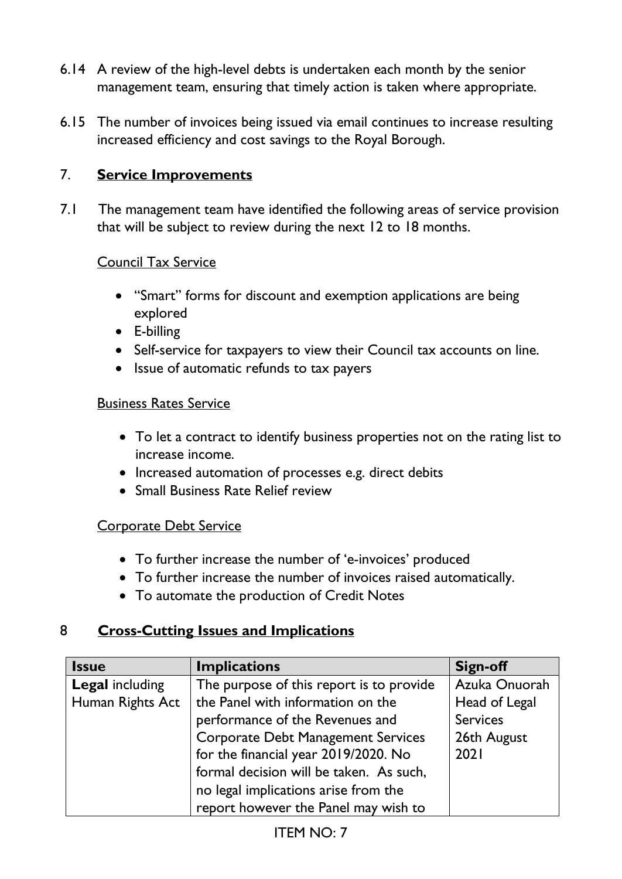6.14 A review of the high-level debts is undertaken each month by the senior management team, ensuring that timely action is taken where appropriate.

6.15 The number of invoices being issued via email continues to increase resulting increased efficiency and cost savings to the Royal Borough.

## 7. **Service Improvements**

7.1 The management team have identified the following areas of service provision that will be subject to review during the next 12 to 18 months.

Council Tax Service

- "Smart" forms for discount and exemption applications are being explored
- E-billing
- Self-service for taxpayers to view their Council tax accounts on line.
- Issue of automatic refunds to tax payers

Business Rates Service

- To let a contract to identify business properties not on the rating list to increase income.
- Increased automation of processes e.g. direct debits
- Small Business Rate Relief review

Corporate Debt Service

- To further increase the number of 'e-invoices' produced
- To further increase the number of invoices raised automatically.
- To automate the production of Credit Notes

## 8 **Cross-Cutting Issues and Implications**

| Issue | Implications | Sign-off |
|---|---|---|
| **Legal** including Human Rights Act | The purpose of this report is to provide the Panel with information on the performance of the Revenues and Corporate Debt Management Services for the financial year 2019/2020. No formal decision will be taken. As such, no legal implications arise from the report however the Panel may wish to | Azuka Onuorah Head of Legal Services 26th August 2021 |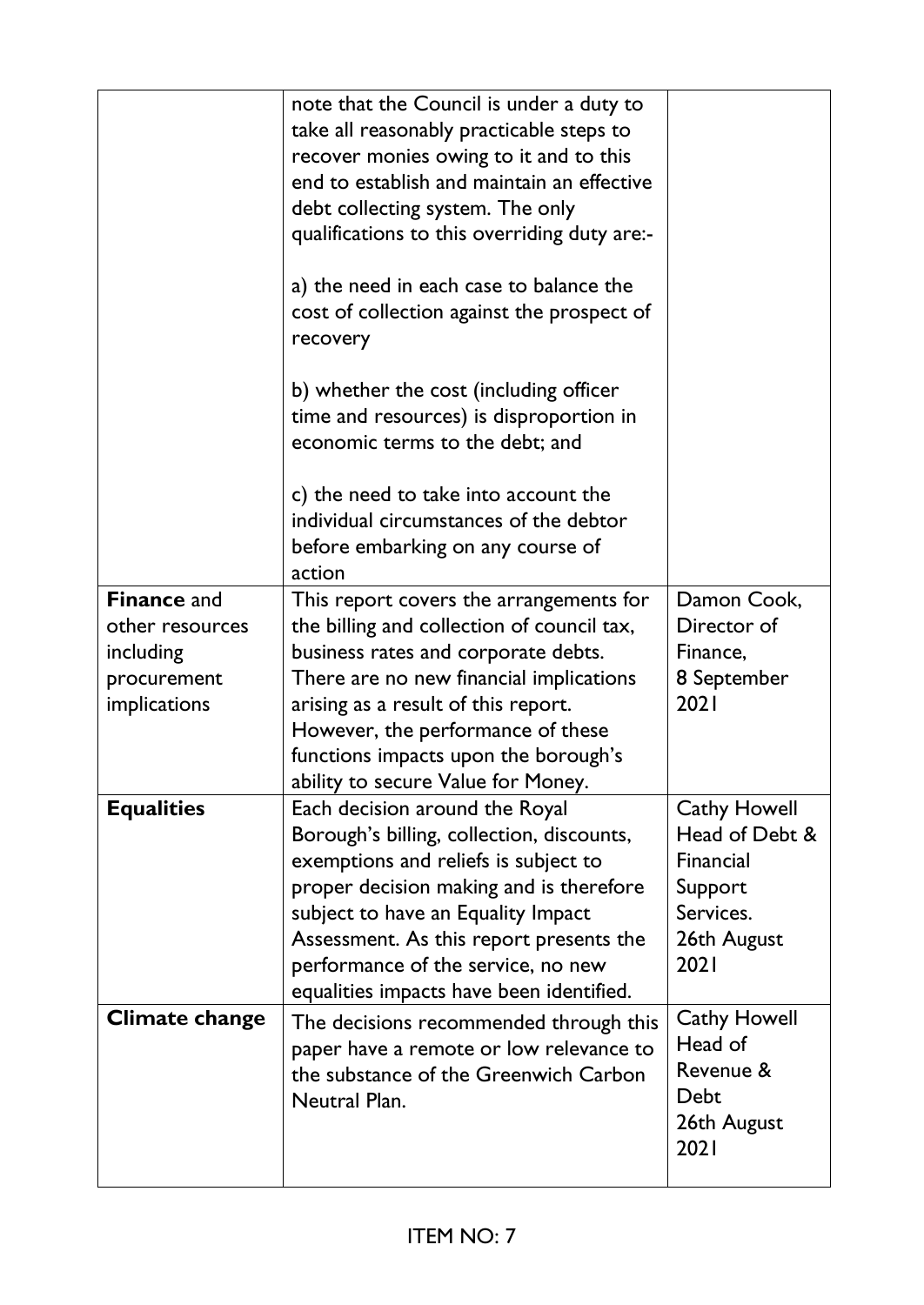| | | |
|---|---|---|
| | note that the Council is under a duty to take all reasonably practicable steps to recover monies owing to it and to this end to establish and maintain an effective debt collecting system. The only qualifications to this overriding duty are:-<br><br>a) the need in each case to balance the cost of collection against the prospect of recovery<br><br>b) whether the cost (including officer time and resources) is disproportion in economic terms to the debt; and<br><br>c) the need to take into account the individual circumstances of the debtor before embarking on any course of action | |
| **Finance** and other resources including procurement implications | This report covers the arrangements for the billing and collection of council tax, business rates and corporate debts. There are no new financial implications arising as a result of this report. However, the performance of these functions impacts upon the borough's ability to secure Value for Money. | Damon Cook, Director of Finance, 8 September 2021 |
| **Equalities** | Each decision around the Royal Borough's billing, collection, discounts, exemptions and reliefs is subject to proper decision making and is therefore subject to have an Equality Impact Assessment. As this report presents the performance of the service, no new equalities impacts have been identified. | Cathy Howell Head of Debt & Financial Support Services. 26th August 2021 |
| **Climate change** | The decisions recommended through this paper have a remote or low relevance to the substance of the Greenwich Carbon Neutral Plan. | Cathy Howell Head of Revenue & Debt 26th August 2021 |

ITEM NO: 7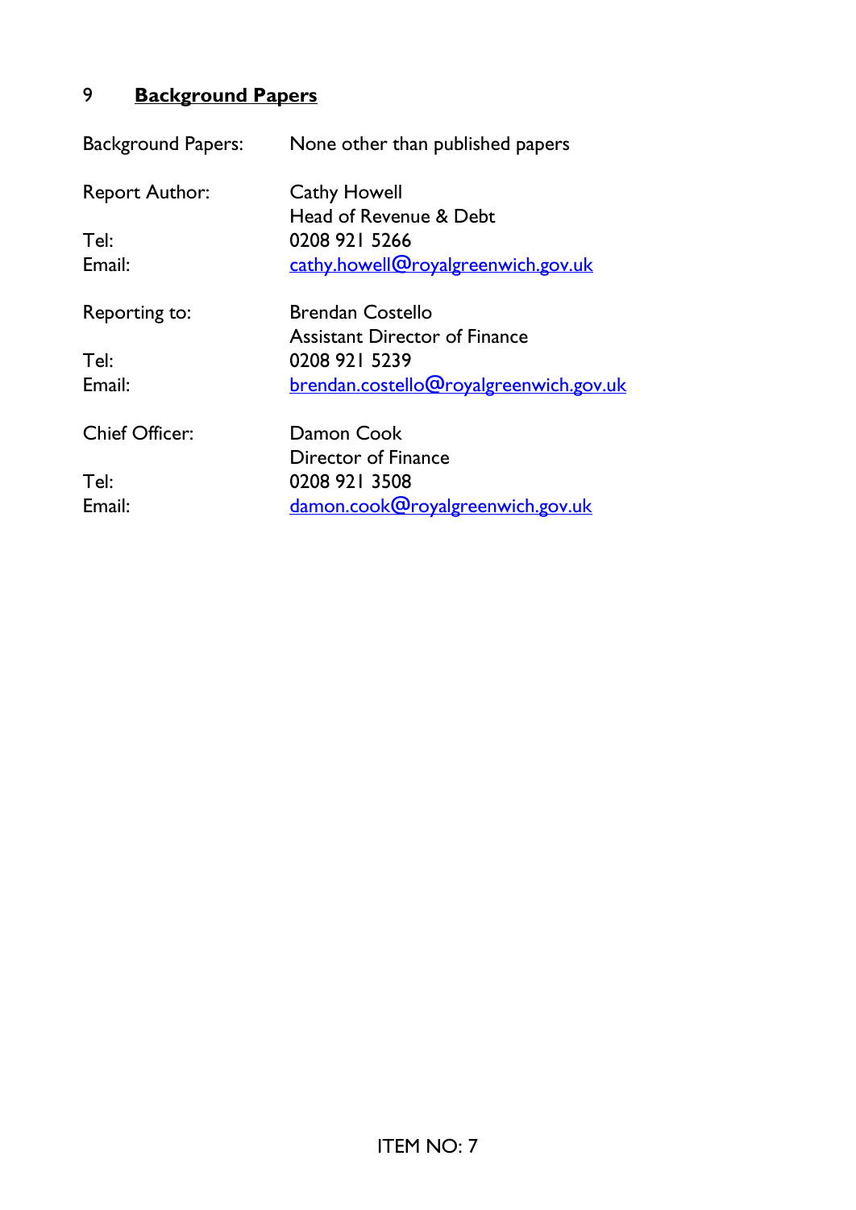## 9 **Background Papers**

| | |
|---|---|
| Background Papers: | None other than published papers |
| Report Author: | Cathy Howell<br>Head of Revenue & Debt |
| Tel: | 0208 921 5266 |
| Email: | cathy.howell@royalgreenwich.gov.uk |
| Reporting to: | Brendan Costello<br>Assistant Director of Finance |
| Tel: | 0208 921 5239 |
| Email: | brendan.costello@royalgreenwich.gov.uk |
| Chief Officer: | Damon Cook<br>Director of Finance |
| Tel: | 0208 921 3508 |
| Email: | damon.cook@royalgreenwich.gov.uk |

ITEM NO: 7